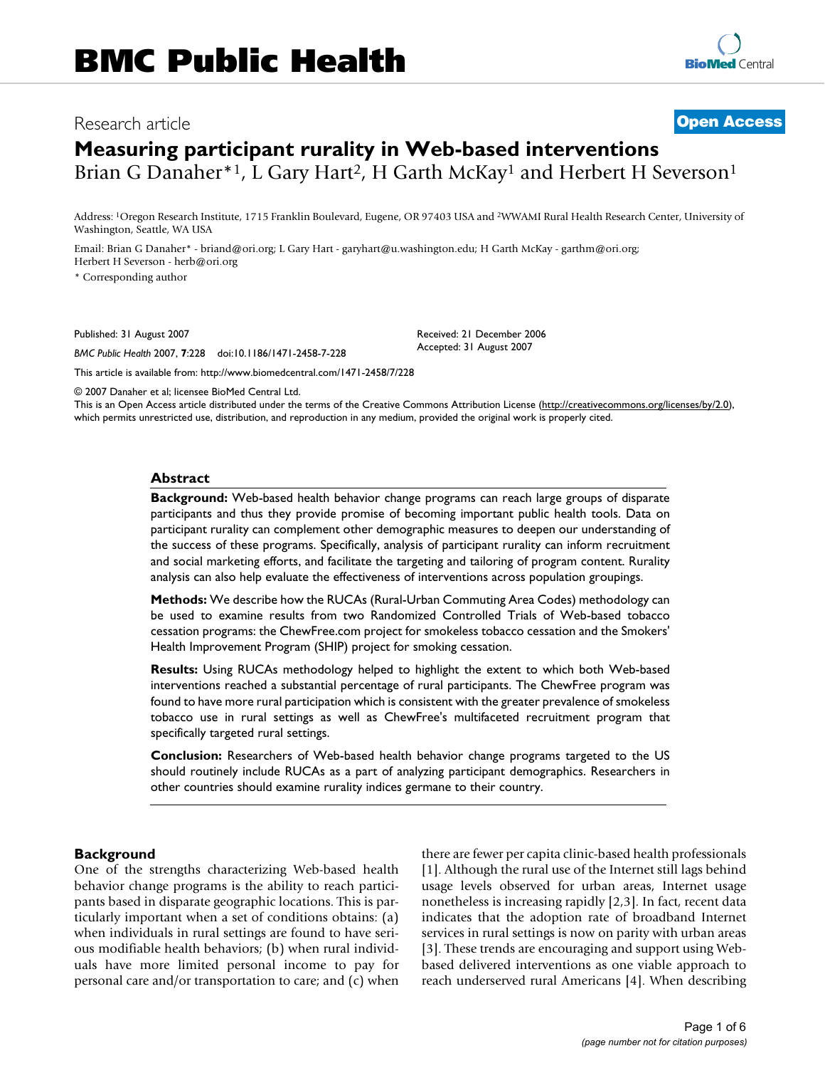Research article

**Open Access**

# Measuring participant rurality in Web-based interventions

Brian G Danaher*[1], L Gary Hart[2], H Garth McKay[1] and Herbert H Severson[1]

Address: [1]Oregon Research Institute, 1715 Franklin Boulevard, Eugene, OR 97403 USA and [2]WWAMI Rural Health Research Center, University of Washington, Seattle, WA USA

Email: Brian G Danaher* - briand@ori.org; L Gary Hart - garyhart@u.washington.edu; H Garth McKay - garthm@ori.org; Herbert H Severson - herb@ori.org

\* Corresponding author

Published: 31 August 2007

*BMC Public Health* 2007, **7**:228 doi:10.1186/1471-2458-7-228

Received: 21 December 2006
Accepted: 31 August 2007

This article is available from: http://www.biomedcentral.com/1471-2458/7/228

© 2007 Danaher et al; licensee BioMed Central Ltd.
This is an Open Access article distributed under the terms of the Creative Commons Attribution License (http://creativecommons.org/licenses/by/2.0), which permits unrestricted use, distribution, and reproduction in any medium, provided the original work is properly cited.

## Abstract

**Background:** Web-based health behavior change programs can reach large groups of disparate participants and thus they provide promise of becoming important public health tools. Data on participant rurality can complement other demographic measures to deepen our understanding of the success of these programs. Specifically, analysis of participant rurality can inform recruitment and social marketing efforts, and facilitate the targeting and tailoring of program content. Rurality analysis can also help evaluate the effectiveness of interventions across population groupings.

**Methods:** We describe how the RUCAs (Rural-Urban Commuting Area Codes) methodology can be used to examine results from two Randomized Controlled Trials of Web-based tobacco cessation programs: the ChewFree.com project for smokeless tobacco cessation and the Smokers' Health Improvement Program (SHIP) project for smoking cessation.

**Results:** Using RUCAs methodology helped to highlight the extent to which both Web-based interventions reached a substantial percentage of rural participants. The ChewFree program was found to have more rural participation which is consistent with the greater prevalence of smokeless tobacco use in rural settings as well as ChewFree's multifaceted recruitment program that specifically targeted rural settings.

**Conclusion:** Researchers of Web-based health behavior change programs targeted to the US should routinely include RUCAs as a part of analyzing participant demographics. Researchers in other countries should examine rurality indices germane to their country.

## Background

One of the strengths characterizing Web-based health behavior change programs is the ability to reach participants based in disparate geographic locations. This is particularly important when a set of conditions obtains: (a) when individuals in rural settings are found to have serious modifiable health behaviors; (b) when rural individuals have more limited personal income to pay for personal care and/or transportation to care; and (c) when there are fewer per capita clinic-based health professionals [1]. Although the rural use of the Internet still lags behind usage levels observed for urban areas, Internet usage nonetheless is increasing rapidly [2,3]. In fact, recent data indicates that the adoption rate of broadband Internet services in rural settings is now on parity with urban areas [3]. These trends are encouraging and support using Web-based delivered interventions as one viable approach to reach underserved rural Americans [4]. When describing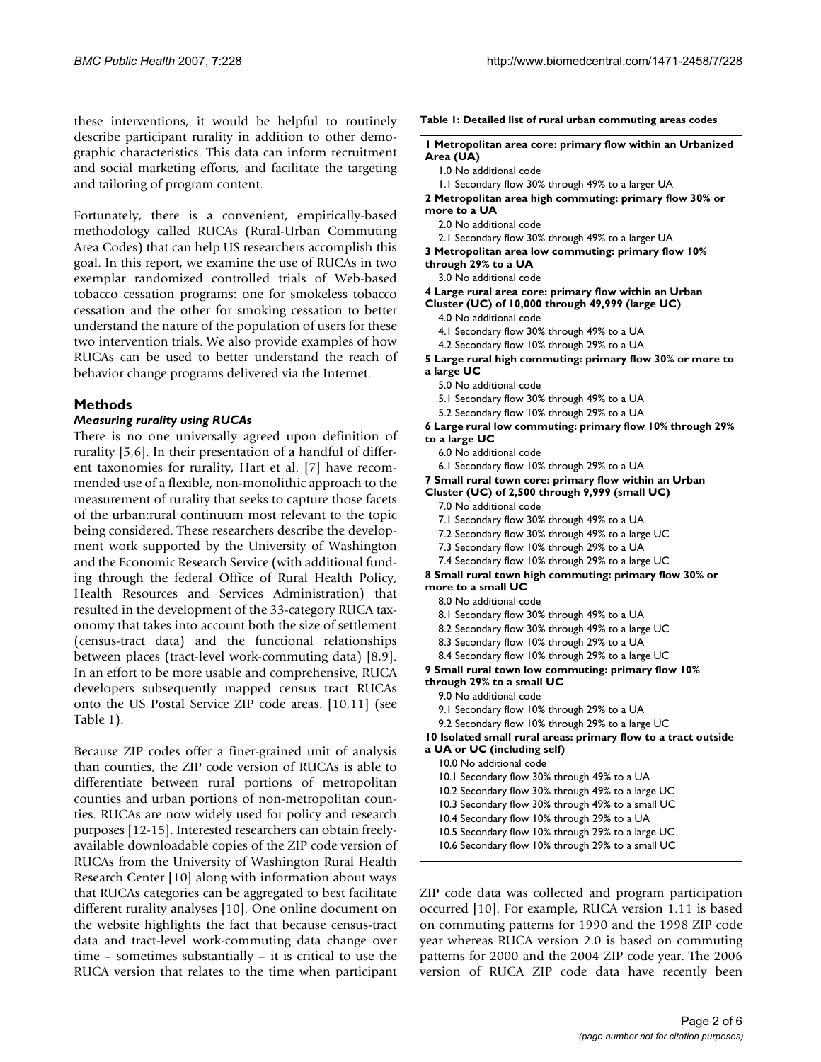these interventions, it would be helpful to routinely describe participant rurality in addition to other demographic characteristics. This data can inform recruitment and social marketing efforts, and facilitate the targeting and tailoring of program content.

Fortunately, there is a convenient, empirically-based methodology called RUCAs (Rural-Urban Commuting Area Codes) that can help US researchers accomplish this goal. In this report, we examine the use of RUCAs in two exemplar randomized controlled trials of Web-based tobacco cessation programs: one for smokeless tobacco cessation and the other for smoking cessation to better understand the nature of the population of users for these two intervention trials. We also provide examples of how RUCAs can be used to better understand the reach of behavior change programs delivered via the Internet.

## Methods

### *Measuring rurality using RUCAs*

There is no one universally agreed upon definition of rurality [5,6]. In their presentation of a handful of different taxonomies for rurality, Hart et al. [7] have recommended use of a flexible, non-monolithic approach to the measurement of rurality that seeks to capture those facets of the urban:rural continuum most relevant to the topic being considered. These researchers describe the development work supported by the University of Washington and the Economic Research Service (with additional funding through the federal Office of Rural Health Policy, Health Resources and Services Administration) that resulted in the development of the 33-category RUCA taxonomy that takes into account both the size of settlement (census-tract data) and the functional relationships between places (tract-level work-commuting data) [8,9]. In an effort to be more usable and comprehensive, RUCA developers subsequently mapped census tract RUCAs onto the US Postal Service ZIP code areas. [10,11] (see Table 1).

Because ZIP codes offer a finer-grained unit of analysis than counties, the ZIP code version of RUCAs is able to differentiate between rural portions of metropolitan counties and urban portions of non-metropolitan counties. RUCAs are now widely used for policy and research purposes [12-15]. Interested researchers can obtain freely-available downloadable copies of the ZIP code version of RUCAs from the University of Washington Rural Health Research Center [10] along with information about ways that RUCAs categories can be aggregated to best facilitate different rurality analyses [10]. One online document on the website highlights the fact that because census-tract data and tract-level work-commuting data change over time – sometimes substantially – it is critical to use the RUCA version that relates to the time when participant ZIP code data was collected and program participation occurred [10]. For example, RUCA version 1.11 is based on commuting patterns for 1990 and the 1998 ZIP code year whereas RUCA version 2.0 is based on commuting patterns for 2000 and the 2004 ZIP code year. The 2006 version of RUCA ZIP code data have recently been

**Table 1: Detailed list of rural urban commuting areas codes**

| |
|---|
| **1 Metropolitan area core: primary flow within an Urbanized Area (UA)** |
| 1.0 No additional code |
| 1.1 Secondary flow 30% through 49% to a larger UA |
| **2 Metropolitan area high commuting: primary flow 30% or more to a UA** |
| 2.0 No additional code |
| 2.1 Secondary flow 30% through 49% to a larger UA |
| **3 Metropolitan area low commuting: primary flow 10% through 29% to a UA** |
| 3.0 No additional code |
| **4 Large rural area core: primary flow within an Urban Cluster (UC) of 10,000 through 49,999 (large UC)** |
| 4.0 No additional code |
| 4.1 Secondary flow 30% through 49% to a UA |
| 4.2 Secondary flow 10% through 29% to a UA |
| **5 Large rural high commuting: primary flow 30% or more to a large UC** |
| 5.0 No additional code |
| 5.1 Secondary flow 30% through 49% to a UA |
| 5.2 Secondary flow 10% through 29% to a UA |
| **6 Large rural low commuting: primary flow 10% through 29% to a large UC** |
| 6.0 No additional code |
| 6.1 Secondary flow 10% through 29% to a UA |
| **7 Small rural town core: primary flow within an Urban Cluster (UC) of 2,500 through 9,999 (small UC)** |
| 7.0 No additional code |
| 7.1 Secondary flow 30% through 49% to a UA |
| 7.2 Secondary flow 30% through 49% to a large UC |
| 7.3 Secondary flow 10% through 29% to a UA |
| 7.4 Secondary flow 10% through 29% to a large UC |
| **8 Small rural town high commuting: primary flow 30% or more to a small UC** |
| 8.0 No additional code |
| 8.1 Secondary flow 30% through 49% to a UA |
| 8.2 Secondary flow 30% through 49% to a large UC |
| 8.3 Secondary flow 10% through 29% to a UA |
| 8.4 Secondary flow 10% through 29% to a large UC |
| **9 Small rural town low commuting: primary flow 10% through 29% to a small UC** |
| 9.0 No additional code |
| 9.1 Secondary flow 10% through 29% to a UA |
| 9.2 Secondary flow 10% through 29% to a large UC |
| **10 Isolated small rural areas: primary flow to a tract outside a UA or UC (including self)** |
| 10.0 No additional code |
| 10.1 Secondary flow 30% through 49% to a UA |
| 10.2 Secondary flow 30% through 49% to a large UC |
| 10.3 Secondary flow 30% through 49% to a small UC |
| 10.4 Secondary flow 10% through 29% to a UA |
| 10.5 Secondary flow 10% through 29% to a large UC |
| 10.6 Secondary flow 10% through 29% to a small UC |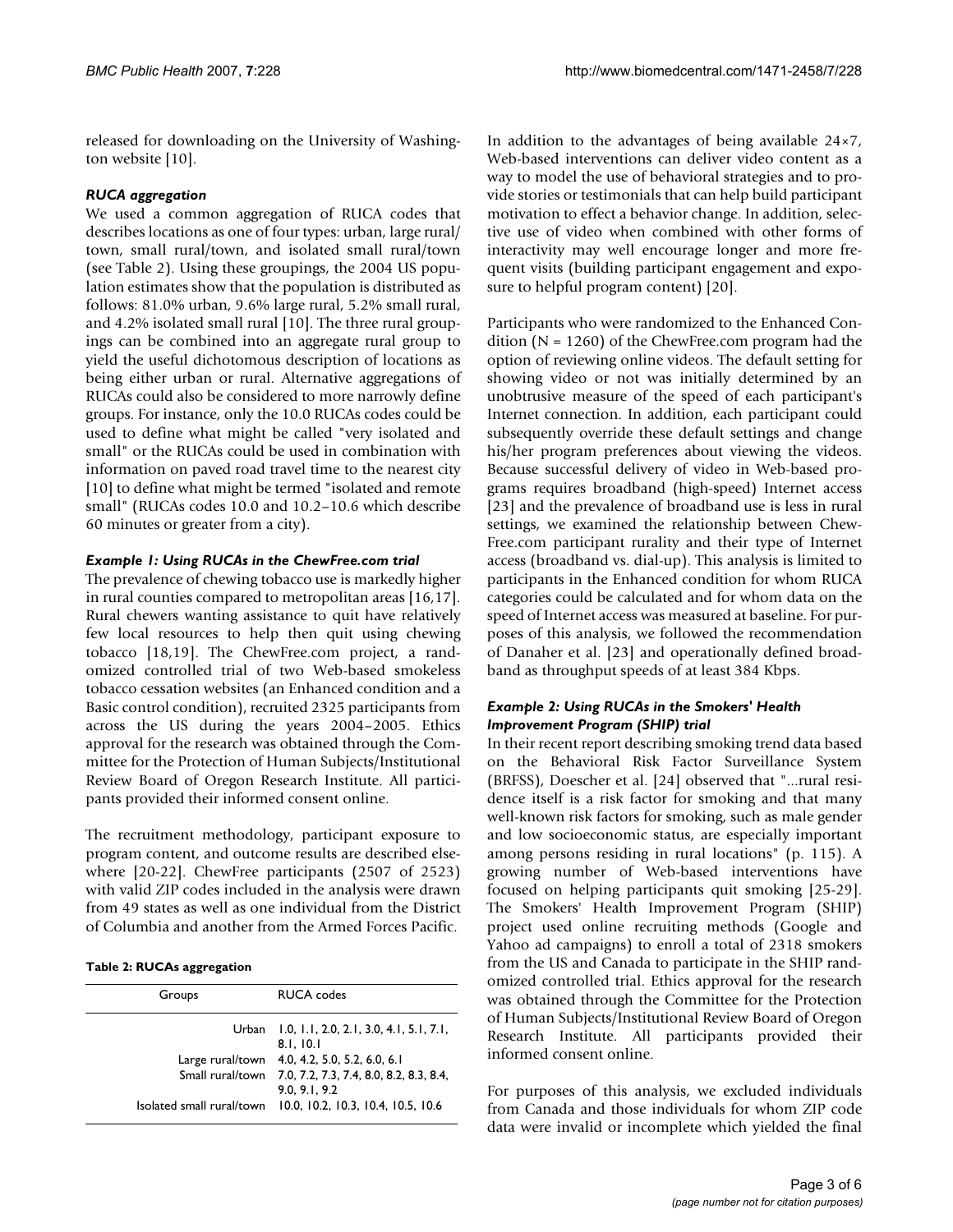released for downloading on the University of Washington website [10].

### *RUCA aggregation*

We used a common aggregation of RUCA codes that describes locations as one of four types: urban, large rural/town, small rural/town, and isolated small rural/town (see Table 2). Using these groupings, the 2004 US population estimates show that the population is distributed as follows: 81.0% urban, 9.6% large rural, 5.2% small rural, and 4.2% isolated small rural [10]. The three rural groupings can be combined into an aggregate rural group to yield the useful dichotomous description of locations as being either urban or rural. Alternative aggregations of RUCAs could also be considered to more narrowly define groups. For instance, only the 10.0 RUCAs codes could be used to define what might be called "very isolated and small" or the RUCAs could be used in combination with information on paved road travel time to the nearest city [10] to define what might be termed "isolated and remote small" (RUCAs codes 10.0 and 10.2–10.6 which describe 60 minutes or greater from a city).

### *Example 1: Using RUCAs in the ChewFree.com trial*

The prevalence of chewing tobacco use is markedly higher in rural counties compared to metropolitan areas [16,17]. Rural chewers wanting assistance to quit have relatively few local resources to help then quit using chewing tobacco [18,19]. The ChewFree.com project, a randomized controlled trial of two Web-based smokeless tobacco cessation websites (an Enhanced condition and a Basic control condition), recruited 2325 participants from across the US during the years 2004–2005. Ethics approval for the research was obtained through the Committee for the Protection of Human Subjects/Institutional Review Board of Oregon Research Institute. All participants provided their informed consent online.

The recruitment methodology, participant exposure to program content, and outcome results are described elsewhere [20-22]. ChewFree participants (2507 of 2523) with valid ZIP codes included in the analysis were drawn from 49 states as well as one individual from the District of Columbia and another from the Armed Forces Pacific.

**Table 2: RUCAs aggregation**

| Groups | RUCA codes |
|---|---|
| Urban | 1.0, 1.1, 2.0, 2.1, 3.0, 4.1, 5.1, 7.1, 8.1, 10.1 |
| Large rural/town | 4.0, 4.2, 5.0, 5.2, 6.0, 6.1 |
| Small rural/town | 7.0, 7.2, 7.3, 7.4, 8.0, 8.2, 8.3, 8.4, 9.0, 9.1, 9.2 |
| Isolated small rural/town | 10.0, 10.2, 10.3, 10.4, 10.5, 10.6 |

In addition to the advantages of being available 24×7, Web-based interventions can deliver video content as a way to model the use of behavioral strategies and to provide stories or testimonials that can help build participant motivation to effect a behavior change. In addition, selective use of video when combined with other forms of interactivity may well encourage longer and more frequent visits (building participant engagement and exposure to helpful program content) [20].

Participants who were randomized to the Enhanced Condition (N = 1260) of the ChewFree.com program had the option of reviewing online videos. The default setting for showing video or not was initially determined by an unobtrusive measure of the speed of each participant's Internet connection. In addition, each participant could subsequently override these default settings and change his/her program preferences about viewing the videos. Because successful delivery of video in Web-based programs requires broadband (high-speed) Internet access [23] and the prevalence of broadband use is less in rural settings, we examined the relationship between ChewFree.com participant rurality and their type of Internet access (broadband vs. dial-up). This analysis is limited to participants in the Enhanced condition for whom RUCA categories could be calculated and for whom data on the speed of Internet access was measured at baseline. For purposes of this analysis, we followed the recommendation of Danaher et al. [23] and operationally defined broadband as throughput speeds of at least 384 Kbps.

### *Example 2: Using RUCAs in the Smokers' Health Improvement Program (SHIP) trial*

In their recent report describing smoking trend data based on the Behavioral Risk Factor Surveillance System (BRFSS), Doescher et al. [24] observed that "...rural residence itself is a risk factor for smoking and that many well-known risk factors for smoking, such as male gender and low socioeconomic status, are especially important among persons residing in rural locations" (p. 115). A growing number of Web-based interventions have focused on helping participants quit smoking [25-29]. The Smokers' Health Improvement Program (SHIP) project used online recruiting methods (Google and Yahoo ad campaigns) to enroll a total of 2318 smokers from the US and Canada to participate in the SHIP randomized controlled trial. Ethics approval for the research was obtained through the Committee for the Protection of Human Subjects/Institutional Review Board of Oregon Research Institute. All participants provided their informed consent online.

For purposes of this analysis, we excluded individuals from Canada and those individuals for whom ZIP code data were invalid or incomplete which yielded the final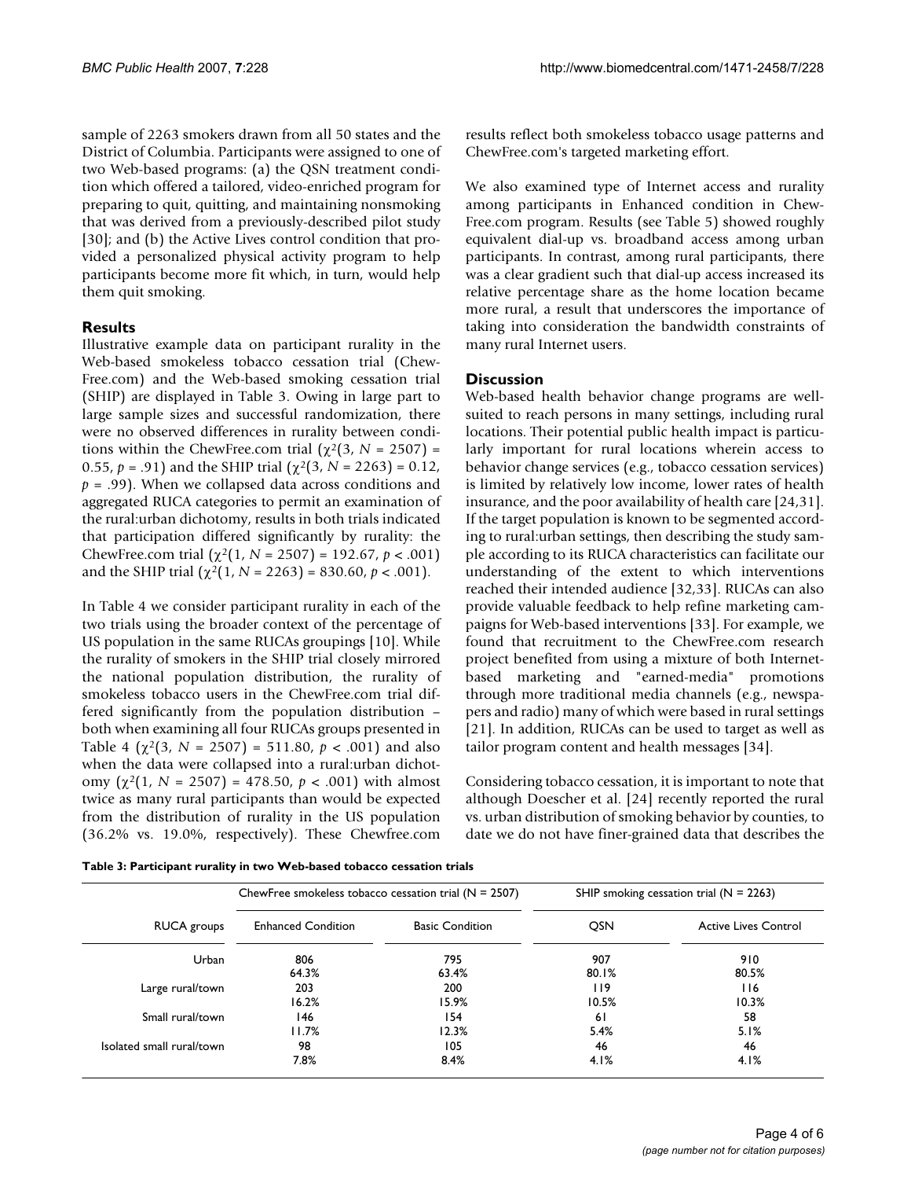sample of 2263 smokers drawn from all 50 states and the District of Columbia. Participants were assigned to one of two Web-based programs: (a) the QSN treatment condition which offered a tailored, video-enriched program for preparing to quit, quitting, and maintaining nonsmoking that was derived from a previously-described pilot study [30]; and (b) the Active Lives control condition that provided a personalized physical activity program to help participants become more fit which, in turn, would help them quit smoking.

## Results

Illustrative example data on participant rurality in the Web-based smokeless tobacco cessation trial (ChewFree.com) and the Web-based smoking cessation trial (SHIP) are displayed in Table 3. Owing in large part to large sample sizes and successful randomization, there were no observed differences in rurality between conditions within the ChewFree.com trial ($\chi^2(3, N = 2507) = 0.55$, $p = .91$) and the SHIP trial ($\chi^2(3, N = 2263) = 0.12$, $p = .99$). When we collapsed data across conditions and aggregated RUCA categories to permit an examination of the rural:urban dichotomy, results in both trials indicated that participation differed significantly by rurality: the ChewFree.com trial ($\chi^2(1, N = 2507) = 192.67$, $p < .001$) and the SHIP trial ($\chi^2(1, N = 2263) = 830.60$, $p < .001$).

In Table 4 we consider participant rurality in each of the two trials using the broader context of the percentage of US population in the same RUCAs groupings [10]. While the rurality of smokers in the SHIP trial closely mirrored the national population distribution, the rurality of smokeless tobacco users in the ChewFree.com trial differed significantly from the population distribution – both when examining all four RUCAs groups presented in Table 4 ($\chi^2(3, N = 2507) = 511.80$, $p < .001$) and also when the data were collapsed into a rural:urban dichotomy ($\chi^2(1, N = 2507) = 478.50$, $p < .001$) with almost twice as many rural participants than would be expected from the distribution of rurality in the US population (36.2% vs. 19.0%, respectively). These Chewfree.com results reflect both smokeless tobacco usage patterns and ChewFree.com's targeted marketing effort.

We also examined type of Internet access and rurality among participants in Enhanced condition in ChewFree.com program. Results (see Table 5) showed roughly equivalent dial-up vs. broadband access among urban participants. In contrast, among rural participants, there was a clear gradient such that dial-up access increased its relative percentage share as the home location became more rural, a result that underscores the importance of taking into consideration the bandwidth constraints of many rural Internet users.

## Discussion

Web-based health behavior change programs are well-suited to reach persons in many settings, including rural locations. Their potential public health impact is particularly important for rural locations wherein access to behavior change services (e.g., tobacco cessation services) is limited by relatively low income, lower rates of health insurance, and the poor availability of health care [24,31]. If the target population is known to be segmented according to rural:urban settings, then describing the study sample according to its RUCA characteristics can facilitate our understanding of the extent to which interventions reached their intended audience [32,33]. RUCAs can also provide valuable feedback to help refine marketing campaigns for Web-based interventions [33]. For example, we found that recruitment to the ChewFree.com research project benefited from using a mixture of both Internet-based marketing and "earned-media" promotions through more traditional media channels (e.g., newspapers and radio) many of which were based in rural settings [21]. In addition, RUCAs can be used to target as well as tailor program content and health messages [34].

Considering tobacco cessation, it is important to note that although Doescher et al. [24] recently reported the rural vs. urban distribution of smoking behavior by counties, to date we do not have finer-grained data that describes the

**Table 3: Participant rurality in two Web-based tobacco cessation trials**

| | ChewFree smokeless tobacco cessation trial (N = 2507) | | SHIP smoking cessation trial (N = 2263) | |
|---|---|---|---|---|
| RUCA groups | Enhanced Condition | Basic Condition | QSN | Active Lives Control |
| Urban | 806<br>64.3% | 795<br>63.4% | 907<br>80.1% | 910<br>80.5% |
| Large rural/town | 203<br>16.2% | 200<br>15.9% | 119<br>10.5% | 116<br>10.3% |
| Small rural/town | 146<br>11.7% | 154<br>12.3% | 61<br>5.4% | 58<br>5.1% |
| Isolated small rural/town | 98<br>7.8% | 105<br>8.4% | 46<br>4.1% | 46<br>4.1% |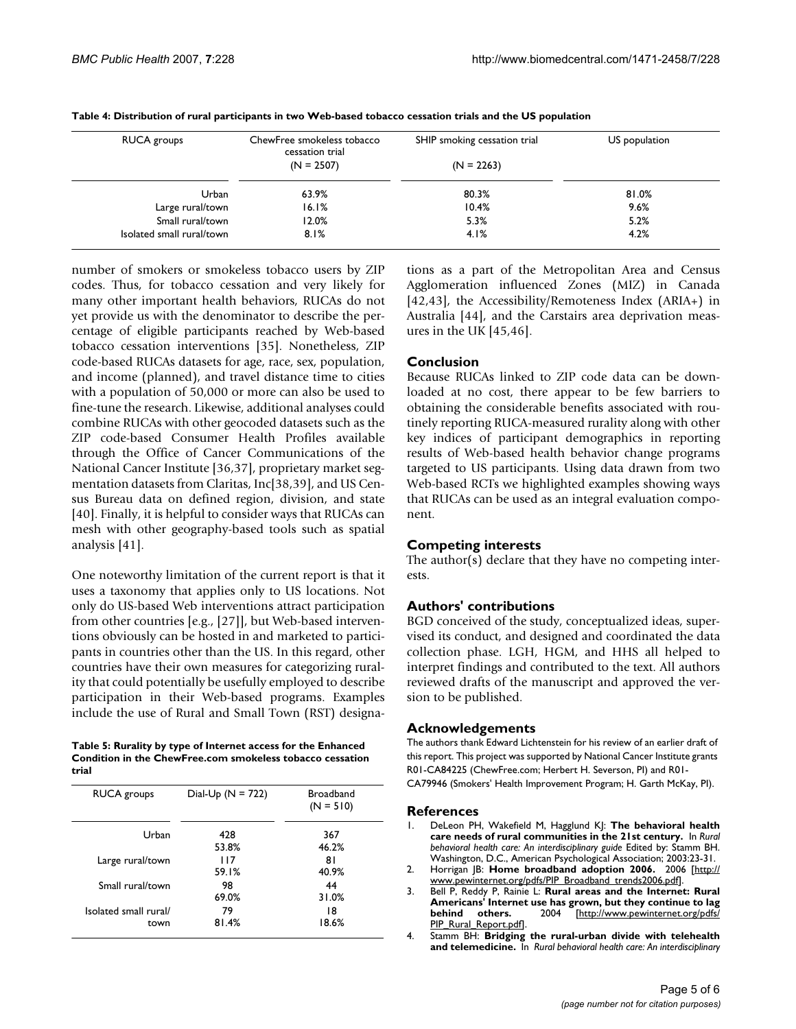**Table 4: Distribution of rural participants in two Web-based tobacco cessation trials and the US population**

| RUCA groups | ChewFree smokeless tobacco cessation trial (N = 2507) | SHIP smoking cessation trial (N = 2263) | US population |
|---|---|---|---|
| Urban | 63.9% | 80.3% | 81.0% |
| Large rural/town | 16.1% | 10.4% | 9.6% |
| Small rural/town | 12.0% | 5.3% | 5.2% |
| Isolated small rural/town | 8.1% | 4.1% | 4.2% |

number of smokers or smokeless tobacco users by ZIP codes. Thus, for tobacco cessation and very likely for many other important health behaviors, RUCAs do not yet provide us with the denominator to describe the percentage of eligible participants reached by Web-based tobacco cessation interventions [35]. Nonetheless, ZIP code-based RUCAs datasets for age, race, sex, population, and income (planned), and travel distance time to cities with a population of 50,000 or more can also be used to fine-tune the research. Likewise, additional analyses could combine RUCAs with other geocoded datasets such as the ZIP code-based Consumer Health Profiles available through the Office of Cancer Communications of the National Cancer Institute [36,37], proprietary market segmentation datasets from Claritas, Inc[38,39], and US Census Bureau data on defined region, division, and state [40]. Finally, it is helpful to consider ways that RUCAs can mesh with other geography-based tools such as spatial analysis [41].

One noteworthy limitation of the current report is that it uses a taxonomy that applies only to US locations. Not only do US-based Web interventions attract participation from other countries [e.g., [27]], but Web-based interventions obviously can be hosted in and marketed to participants in countries other than the US. In this regard, other countries have their own measures for categorizing rurality that could potentially be usefully employed to describe participation in their Web-based programs. Examples include the use of Rural and Small Town (RST) designations as a part of the Metropolitan Area and Census Agglomeration influenced Zones (MIZ) in Canada [42,43], the Accessibility/Remoteness Index (ARIA+) in Australia [44], and the Carstairs area deprivation measures in the UK [45,46].

**Table 5: Rurality by type of Internet access for the Enhanced Condition in the ChewFree.com smokeless tobacco cessation trial**

| RUCA groups | Dial-Up (N = 722) | Broadband (N = 510) |
|---|---|---|
| Urban | 428<br>53.8% | 367<br>46.2% |
| Large rural/town | 117<br>59.1% | 81<br>40.9% |
| Small rural/town | 98<br>69.0% | 44<br>31.0% |
| Isolated small rural/town | 79<br>81.4% | 18<br>18.6% |

## Conclusion

Because RUCAs linked to ZIP code data can be downloaded at no cost, there appear to be few barriers to obtaining the considerable benefits associated with routinely reporting RUCA-measured rurality along with other key indices of participant demographics in reporting results of Web-based health behavior change programs targeted to US participants. Using data drawn from two Web-based RCTs we highlighted examples showing ways that RUCAs can be used as an integral evaluation component.

## Competing interests

The author(s) declare that they have no competing interests.

## Authors' contributions

BGD conceived of the study, conceptualized ideas, supervised its conduct, and designed and coordinated the data collection phase. LGH, HGM, and HHS all helped to interpret findings and contributed to the text. All authors reviewed drafts of the manuscript and approved the version to be published.

## Acknowledgements

The authors thank Edward Lichtenstein for his review of an earlier draft of this report. This project was supported by National Cancer Institute grants R01-CA84225 (ChewFree.com; Herbert H. Severson, PI) and R01-CA79946 (Smokers' Health Improvement Program; H. Garth McKay, PI).

## References

1. DeLeon PH, Wakefield M, Hagglund KJ: **The behavioral health care needs of rural communities in the 21st century.** In *Rural behavioral health care: An interdisciplinary guide* Edited by: Stamm BH. Washington, D.C., American Psychological Association; 2003:23-31.
2. Horrigan JB: **Home broadband adoption 2006.** 2006 [http://www.pewinternet.org/pdfs/PIP_Broadband_trends2006.pdf].
3. Bell P, Reddy P, Rainie L: **Rural areas and the Internet: Rural Americans' Internet use has grown, but they continue to lag behind others.** 2004 [http://www.pewinternet.org/pdfs/PIP_Rural_Report.pdf].
4. Stamm BH: **Bridging the rural-urban divide with telehealth and telemedicine.** In *Rural behavioral health care: An interdisciplinary*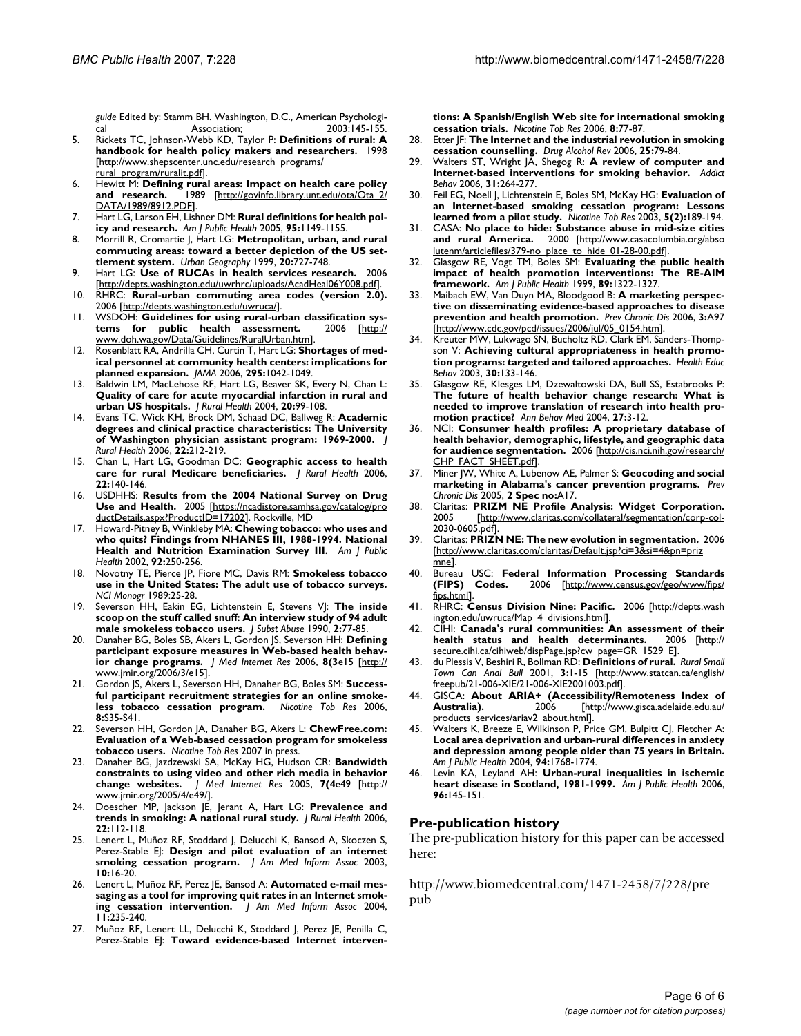*guide* Edited by: Stamm BH. Washington, D.C., American Psychological Association; 2003:145-155.

5. Rickets TC, Johnson-Webb KD, Taylor P: **Definitions of rural: A handbook for health policy makers and researchers.** 1998 [http://www.shepscenter.unc.edu/research_programs/rural_program/ruralit.pdf].
6. Hewitt M: **Defining rural areas: Impact on health care policy and research.** 1989 [http://govinfo.library.unt.edu/ota/Ota_2/DATA/1989/8912.PDF].
7. Hart LG, Larson EH, Lishner DM: **Rural definitions for health policy and research.** *Am J Public Health* 2005, **95:**1149-1155.
8. Morrill R, Cromartie J, Hart LG: **Metropolitan, urban, and rural commuting areas: toward a better depiction of the US settlement system.** *Urban Geography* 1999, **20:**727-748.
9. Hart LG: **Use of RUCAs in health services research.** 2006 [http://depts.washington.edu/uwrhrc/uploads/AcadHeal06Y008.pdf].
10. RHRC: **Rural-urban commuting area codes (version 2.0).** 2006 [http://depts.washington.edu/uwruca/].
11. WSDOH: **Guidelines for using rural-urban classification systems for public health assessment.** 2006 [http://www.doh.wa.gov/Data/Guidelines/RuralUrban.htm].
12. Rosenblatt RA, Andrilla CH, Curtin T, Hart LG: **Shortages of medical personnel at community health centers: implications for planned expansion.** *JAMA* 2006, **295:**1042-1049.
13. Baldwin LM, MacLehose RF, Hart LG, Beaver SK, Every N, Chan L: **Quality of care for acute myocardial infarction in rural and urban US hospitals.** *J Rural Health* 2004, **20:**99-108.
14. Evans TC, Wick KH, Brock DM, Schaad DC, Ballweg R: **Academic degrees and clinical practice characteristics: The University of Washington physician assistant program: 1969-2000.** *J Rural Health* 2006, **22:**212-219.
15. Chan L, Hart LG, Goodman DC: **Geographic access to health care for rural Medicare beneficiaries.** *J Rural Health* 2006, **22:**140-146.
16. USDHHS: **Results from the 2004 National Survey on Drug Use and Health.** 2005 [https://ncadistore.samhsa.gov/catalog/productDetails.aspx?ProductID=17202]. Rockville, MD
17. Howard-Pitney B, Winkleby MA: **Chewing tobacco: who uses and who quits? Findings from NHANES III, 1988-1994. National Health and Nutrition Examination Survey III.** *Am J Public Health* 2002, **92:**250-256.
18. Novotny TE, Pierce JP, Fiore MC, Davis RM: **Smokeless tobacco use in the United States: The adult use of tobacco surveys.** *NCI Monogr* 1989:25-28.
19. Severson HH, Eakin EG, Lichtenstein E, Stevens VJ: **The inside scoop on the stuff called snuff: An interview study of 94 adult male smokeless tobacco users.** *J Subst Abuse* 1990, **2:**77-85.
20. Danaher BG, Boles SB, Akers L, Gordon JS, Severson HH: **Defining participant exposure measures in Web-based health behavior change programs.** *J Med Internet Res* 2006, **8(3**e15 [http://www.jmir.org/2006/3/e15].
21. Gordon JS, Akers L, Severson HH, Danaher BG, Boles SM: **Successful participant recruitment strategies for an online smokeless tobacco cessation program.** *Nicotine Tob Res* 2006, **8:**S35-S41.
22. Severson HH, Gordon JA, Danaher BG, Akers L: **ChewFree.com: Evaluation of a Web-based cessation program for smokeless tobacco users.** *Nicotine Tob Res* 2007 in press.
23. Danaher BG, Jazdzewski SA, McKay HG, Hudson CR: **Bandwidth constraints to using video and other rich media in behavior change websites.** *J Med Internet Res* 2005, **7(4**e49 [http://www.jmir.org/2005/4/e49/].
24. Doescher MP, Jackson JE, Jerant A, Hart LG: **Prevalence and trends in smoking: A national rural study.** *J Rural Health* 2006, **22:**112-118.
25. Lenert L, Muñoz RF, Stoddard J, Delucchi K, Bansod A, Skoczen S, Perez-Stable EJ: **Design and pilot evaluation of an internet smoking cessation program.** *J Am Med Inform Assoc* 2003, **10:**16-20.
26. Lenert L, Muñoz RF, Perez JE, Bansod A: **Automated e-mail messaging as a tool for improving quit rates in an Internet smoking cessation intervention.** *J Am Med Inform Assoc* 2004, **11:**235-240.
27. Muñoz RF, Lenert LL, Delucchi K, Stoddard J, Perez JE, Penilla C, Perez-Stable EJ: **Toward evidence-based Internet interventions: A Spanish/English Web site for international smoking cessation trials.** *Nicotine Tob Res* 2006, **8:**77-87.
28. Etter JF: **The Internet and the industrial revolution in smoking cessation counselling.** *Drug Alcohol Rev* 2006, **25:**79-84.
29. Walters ST, Wright JA, Shegog R: **A review of computer and Internet-based interventions for smoking behavior.** *Addict Behav* 2006, **31:**264-277.
30. Feil EG, Noell J, Lichtenstein E, Boles SM, McKay HG: **Evaluation of an Internet-based smoking cessation program: Lessons learned from a pilot study.** *Nicotine Tob Res* 2003, **5(2):**189-194.
31. CASA: **No place to hide: Substance abuse in mid-size cities and rural America.** 2000 [http://www.casacolumbia.org/absolutenm/articlefiles/379-no_place_to_hide_01-28-00.pdf].
32. Glasgow RE, Vogt TM, Boles SM: **Evaluating the public health impact of health promotion interventions: The RE-AIM framework.** *Am J Public Health* 1999, **89:**1322-1327.
33. Maibach EW, Van Duyn MA, Bloodgood B: **A marketing perspective on disseminating evidence-based approaches to disease prevention and health promotion.** *Prev Chronic Dis* 2006, **3:**A97 [http://www.cdc.gov/pcd/issues/2006/jul/05_0154.htm].
34. Kreuter MW, Lukwago SN, Bucholtz RD, Clark EM, Sanders-Thompson V: **Achieving cultural appropriateness in health promotion programs: targeted and tailored approaches.** *Health Educ Behav* 2003, **30:**133-146.
35. Glasgow RE, Klesges LM, Dzewaltowski DA, Bull SS, Estabrooks P: **The future of health behavior change research: What is needed to improve translation of research into health promotion practice?** *Ann Behav Med* 2004, **27:**3-12.
36. NCI: **Consumer health profiles: A proprietary database of health behavior, demographic, lifestyle, and geographic data for audience segmentation.** 2006 [http://cis.nci.nih.gov/research/CHP_FACT_SHEET.pdf].
37. Miner JW, White A, Lubenow AE, Palmer S: **Geocoding and social marketing in Alabama's cancer prevention programs.** *Prev Chronic Dis* 2005, **2 Spec no:**A17.
38. Claritas: **PRIZM NE Profile Analysis: Widget Corporation.** 2005 [http://www.claritas.com/collateral/segmentation/corp-col-2030-0605.pdf].
39. Claritas: **PRIZN NE: The new evolution in segmentation.** 2006 [http://www.claritas.com/claritas/Default.jsp?ci=3&si=4&pn=prizmne].
40. Bureau USC: **Federal Information Processing Standards (FIPS) Codes.** 2006 [http://www.census.gov/geo/www/fips/fips.html].
41. RHRC: **Census Division Nine: Pacific.** 2006 [http://depts.washington.edu/uwruca/Map_4_divisions.html].
42. CIHI: **Canada's rural communities: An assessment of their health status and health determinants.** 2006 [http://secure.cihi.ca/cihiweb/dispPage.jsp?cw_page=GR_1529_E].
43. du Plessis V, Beshiri R, Bollman RD: **Definitions of rural.** *Rural Small Town Can Anal Bull* 2001, **3:**1-15 [http://www.statcan.ca/english/freepub/21-006-XIE/21-006-XIE2001003.pdf].
44. GISCA: **About ARIA+ (Accessibility/Remoteness Index of Australia).** 2006 [http://www.gisca.adelaide.edu.au/products_services/ariav2_about.html].
45. Walters K, Breeze E, Wilkinson P, Price GM, Bulpitt CJ, Fletcher A: **Local area deprivation and urban-rural differences in anxiety and depression among people older than 75 years in Britain.** *Am J Public Health* 2004, **94:**1768-1774.
46. Levin KA, Leyland AH: **Urban-rural inequalities in ischemic heart disease in Scotland, 1981-1999.** *Am J Public Health* 2006, **96:**145-151.

## Pre-publication history

The pre-publication history for this paper can be accessed here:

http://www.biomedcentral.com/1471-2458/7/228/prepub